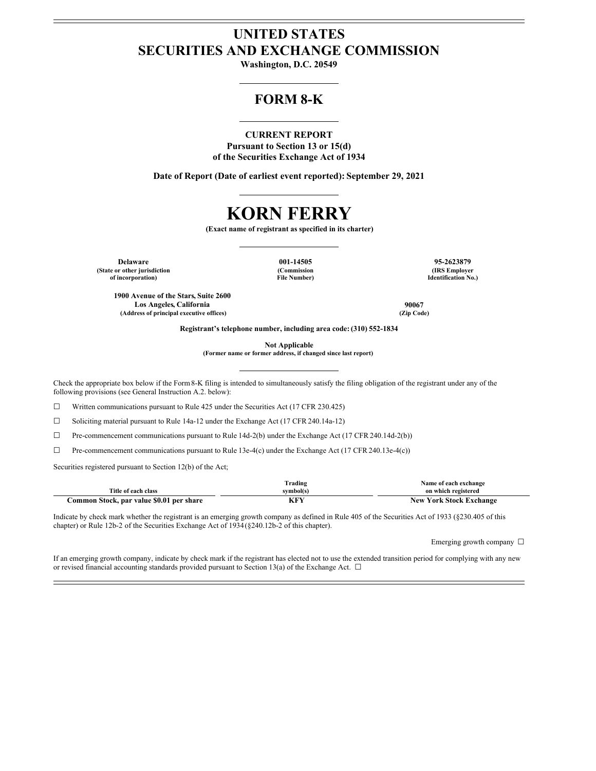# UNITED STATES
# SECURITIES AND EXCHANGE COMMISSION

**Washington, D.C. 20549**

## FORM 8-K

**CURRENT REPORT**
**Pursuant to Section 13 or 15(d)**
**of the Securities Exchange Act of 1934**

**Date of Report (Date of earliest event reported): September 29, 2021**

# KORN FERRY

**(Exact name of registrant as specified in its charter)**

| Delaware | 001-14505 | 95-2623879 |
|---|---|---|
| (State or other jurisdiction of incorporation) | (Commission File Number) | (IRS Employer Identification No.) |

| 1900 Avenue of the Stars, Suite 2600 Los Angeles, California | 90067 |
|---|---|
| (Address of principal executive offices) | (Zip Code) |

**Registrant's telephone number, including area code: (310) 552-1834**

**Not Applicable**
**(Former name or former address, if changed since last report)**

Check the appropriate box below if the Form 8-K filing is intended to simultaneously satisfy the filing obligation of the registrant under any of the following provisions (see General Instruction A.2. below):

☐ Written communications pursuant to Rule 425 under the Securities Act (17 CFR 230.425)

☐ Soliciting material pursuant to Rule 14a-12 under the Exchange Act (17 CFR 240.14a-12)

☐ Pre-commencement communications pursuant to Rule 14d-2(b) under the Exchange Act (17 CFR 240.14d-2(b))

☐ Pre-commencement communications pursuant to Rule 13e-4(c) under the Exchange Act (17 CFR 240.13e-4(c))

Securities registered pursuant to Section 12(b) of the Act;

| Title of each class | Trading symbol(s) | Name of each exchange on which registered |
|---|---|---|
| **Common Stock, par value $0.01 per share** | **KFY** | **New York Stock Exchange** |

Indicate by check mark whether the registrant is an emerging growth company as defined in Rule 405 of the Securities Act of 1933 (§230.405 of this chapter) or Rule 12b-2 of the Securities Exchange Act of 1934 (§240.12b-2 of this chapter).

Emerging growth company ☐

If an emerging growth company, indicate by check mark if the registrant has elected not to use the extended transition period for complying with any new or revised financial accounting standards provided pursuant to Section 13(a) of the Exchange Act. ☐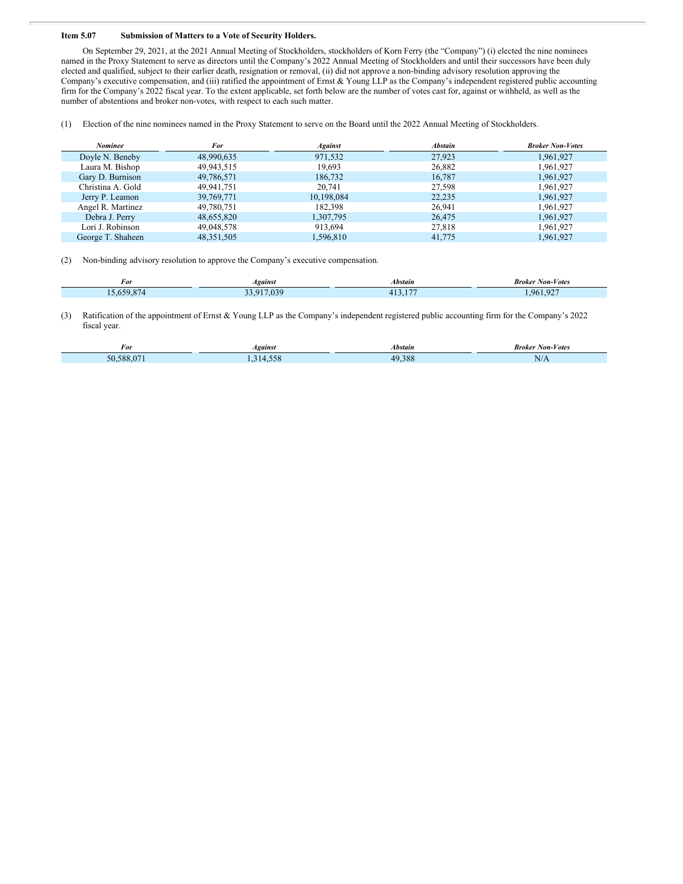**Item 5.07 Submission of Matters to a Vote of Security Holders.**

On September 29, 2021, at the 2021 Annual Meeting of Stockholders, stockholders of Korn Ferry (the "Company") (i) elected the nine nominees named in the Proxy Statement to serve as directors until the Company's 2022 Annual Meeting of Stockholders and until their successors have been duly elected and qualified, subject to their earlier death, resignation or removal, (ii) did not approve a non-binding advisory resolution approving the Company's executive compensation, and (iii) ratified the appointment of Ernst & Young LLP as the Company's independent registered public accounting firm for the Company's 2022 fiscal year. To the extent applicable, set forth below are the number of votes cast for, against or withheld, as well as the number of abstentions and broker non-votes, with respect to each such matter.

(1) Election of the nine nominees named in the Proxy Statement to serve on the Board until the 2022 Annual Meeting of Stockholders.

| *Nominee* | *For* | *Against* | *Abstain* | *Broker Non-Votes* |
|---|---|---|---|---|
| Doyle N. Beneby | 48,990,635 | 971,532 | 27,923 | 1,961,927 |
| Laura M. Bishop | 49,943,515 | 19,693 | 26,882 | 1,961,927 |
| Gary D. Burnison | 49,786,571 | 186,732 | 16,787 | 1,961,927 |
| Christina A. Gold | 49,941,751 | 20,741 | 27,598 | 1,961,927 |
| Jerry P. Leamon | 39,769,771 | 10,198,084 | 22,235 | 1,961,927 |
| Angel R. Martinez | 49,780,751 | 182,398 | 26,941 | 1,961,927 |
| Debra J. Perry | 48,655,820 | 1,307,795 | 26,475 | 1,961,927 |
| Lori J. Robinson | 49,048,578 | 913,694 | 27,818 | 1,961,927 |
| George T. Shaheen | 48,351,505 | 1,596,810 | 41,775 | 1,961,927 |

(2) Non-binding advisory resolution to approve the Company's executive compensation.

| *For* | *Against* | *Abstain* | *Broker Non-Votes* |
|---|---|---|---|
| 15,659,874 | 33,917,039 | 413,177 | 1,961,927 |

(3) Ratification of the appointment of Ernst & Young LLP as the Company's independent registered public accounting firm for the Company's 2022 fiscal year.

| *For* | *Against* | *Abstain* | *Broker Non-Votes* |
|---|---|---|---|
| 50,588,071 | 1,314,558 | 49,388 | N/A |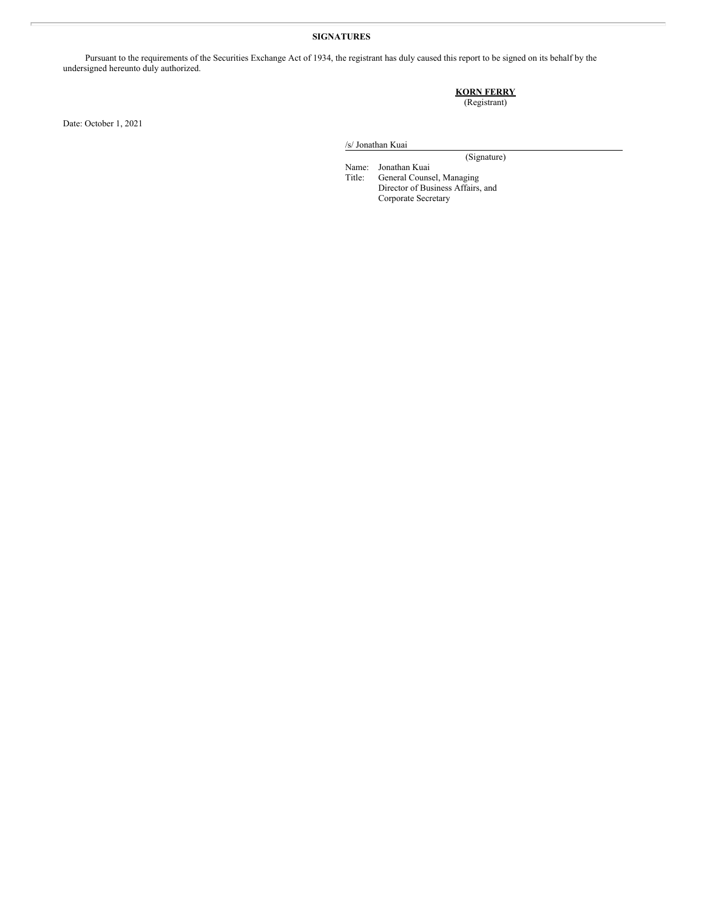**SIGNATURES**

Pursuant to the requirements of the Securities Exchange Act of 1934, the registrant has duly caused this report to be signed on its behalf by the undersigned hereunto duly authorized.

**KORN FERRY**
(Registrant)

Date: October 1, 2021

/s/ Jonathan Kuai
(Signature)

Name: Jonathan Kuai
Title: General Counsel, Managing Director of Business Affairs, and Corporate Secretary